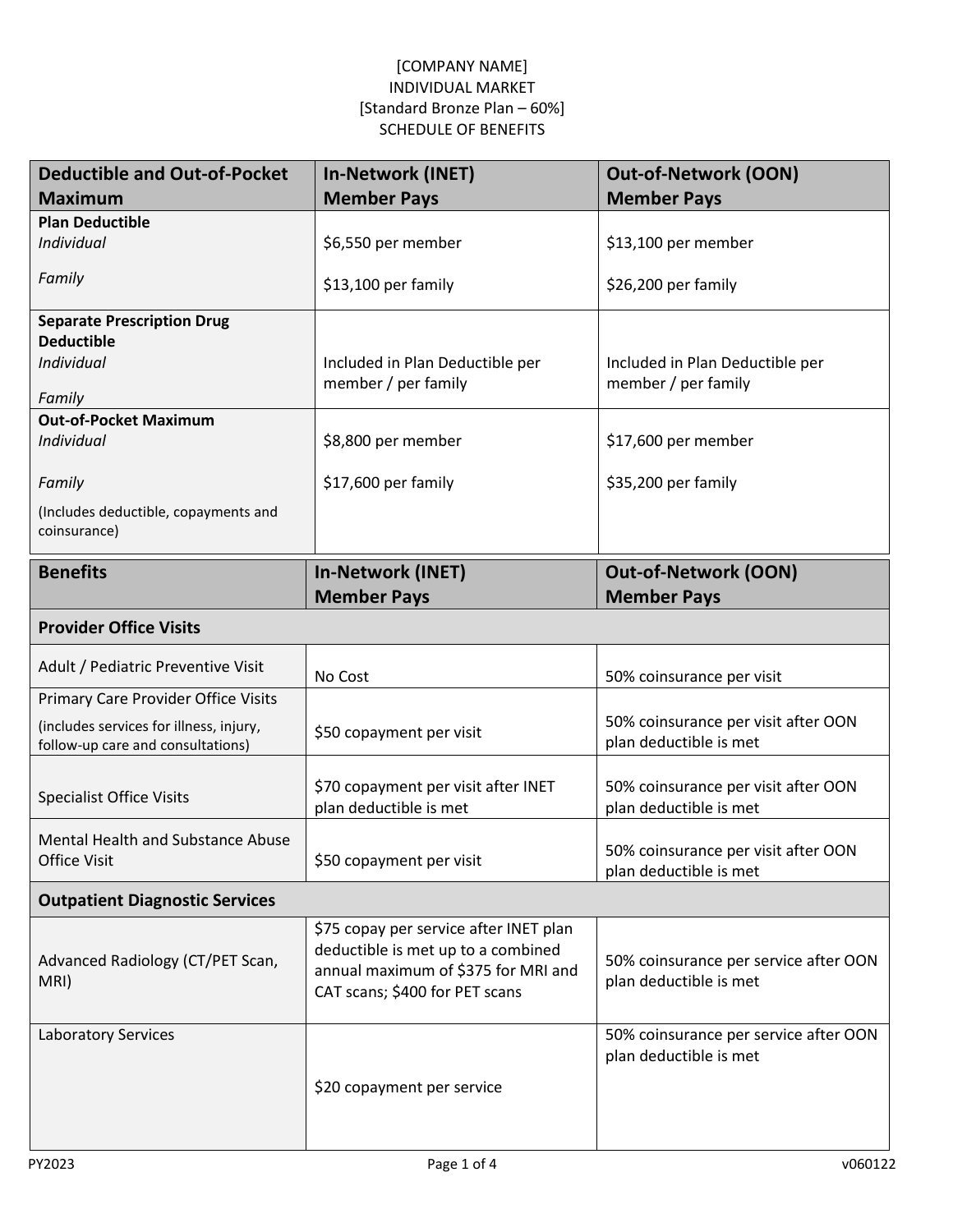[COMPANY NAME]
INDIVIDUAL MARKET
[Standard Bronze Plan – 60%]
SCHEDULE OF BENEFITS

| Deductible and Out-of-Pocket Maximum | In-Network (INET) Member Pays | Out-of-Network (OON) Member Pays |
|---|---|---|
| **Plan Deductible** | | |
| *Individual* | $6,550 per member | $13,100 per member |
| *Family* | $13,100 per family | $26,200 per family |
| **Separate Prescription Drug Deductible** *Individual* / *Family* | Included in Plan Deductible per member / per family | Included in Plan Deductible per member / per family |
| **Out-of-Pocket Maximum** | | |
| *Individual* | $8,800 per member | $17,600 per member |
| *Family* | $17,600 per family | $35,200 per family |
| (Includes deductible, copayments and coinsurance) | | |

| Benefits | In-Network (INET) Member Pays | Out-of-Network (OON) Member Pays |
|---|---|---|
| **Provider Office Visits** | | |
| Adult / Pediatric Preventive Visit | No Cost | 50% coinsurance per visit |
| Primary Care Provider Office Visits (includes services for illness, injury, follow-up care and consultations) | $50 copayment per visit | 50% coinsurance per visit after OON plan deductible is met |
| Specialist Office Visits | $70 copayment per visit after INET plan deductible is met | 50% coinsurance per visit after OON plan deductible is met |
| Mental Health and Substance Abuse Office Visit | $50 copayment per visit | 50% coinsurance per visit after OON plan deductible is met |
| **Outpatient Diagnostic Services** | | |
| Advanced Radiology (CT/PET Scan, MRI) | $75 copay per service after INET plan deductible is met up to a combined annual maximum of $375 for MRI and CAT scans; $400 for PET scans | 50% coinsurance per service after OON plan deductible is met |
| Laboratory Services | $20 copayment per service | 50% coinsurance per service after OON plan deductible is met |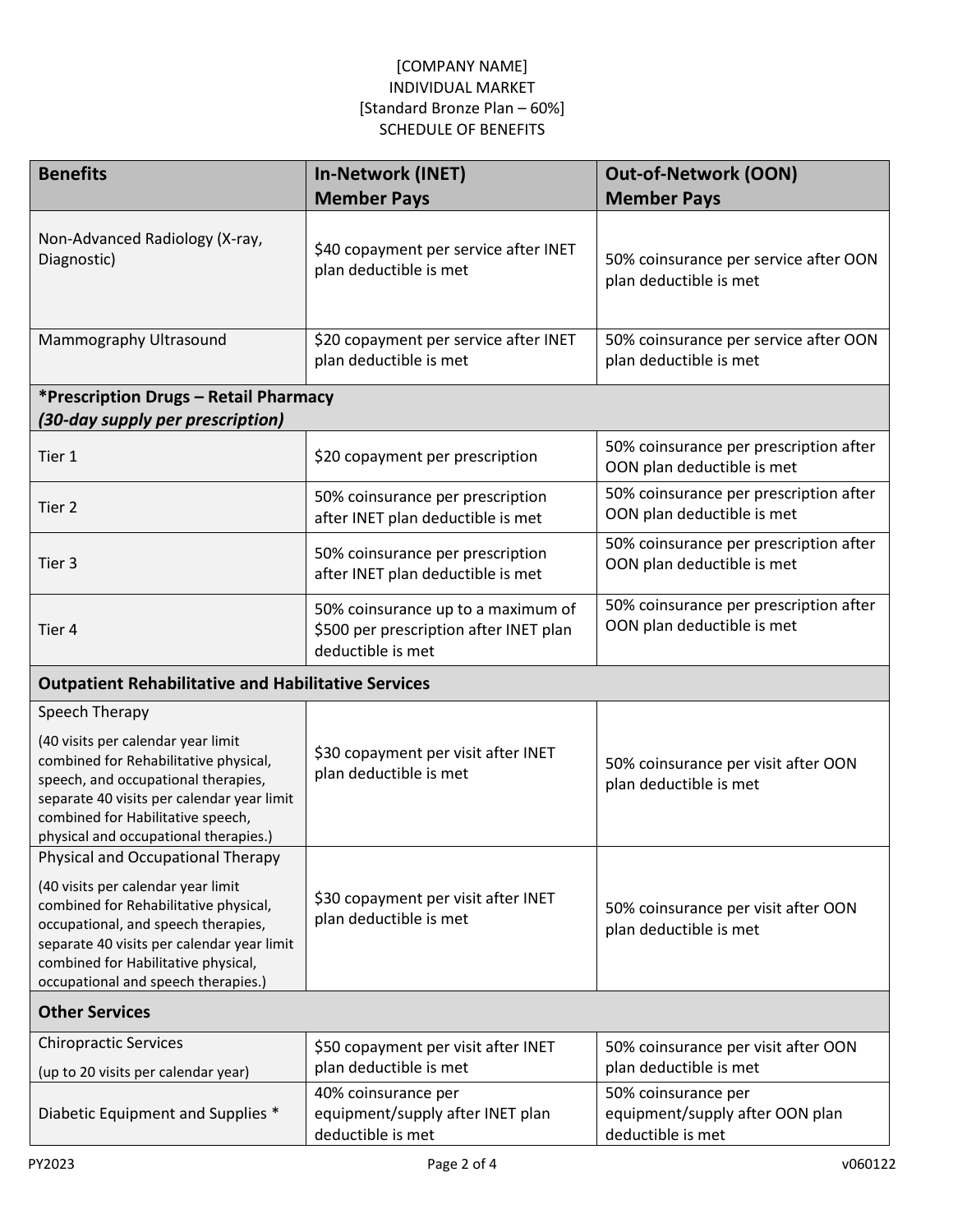[COMPANY NAME]
INDIVIDUAL MARKET
[Standard Bronze Plan – 60%]
SCHEDULE OF BENEFITS

| Benefits | In-Network (INET) Member Pays | Out-of-Network (OON) Member Pays |
|---|---|---|
| Non-Advanced Radiology (X-ray, Diagnostic) | $40 copayment per service after INET plan deductible is met | 50% coinsurance per service after OON plan deductible is met |
| Mammography Ultrasound | $20 copayment per service after INET plan deductible is met | 50% coinsurance per service after OON plan deductible is met |
| ***Prescription Drugs – Retail Pharmacy*** ***(30-day supply per prescription)*** | | |
| Tier 1 | $20 copayment per prescription | 50% coinsurance per prescription after OON plan deductible is met |
| Tier 2 | 50% coinsurance per prescription after INET plan deductible is met | 50% coinsurance per prescription after OON plan deductible is met |
| Tier 3 | 50% coinsurance per prescription after INET plan deductible is met | 50% coinsurance per prescription after OON plan deductible is met |
| Tier 4 | 50% coinsurance up to a maximum of $500 per prescription after INET plan deductible is met | 50% coinsurance per prescription after OON plan deductible is met |
| **Outpatient Rehabilitative and Habilitative Services** | | |
| Speech Therapy (40 visits per calendar year limit combined for Rehabilitative physical, speech, and occupational therapies, separate 40 visits per calendar year limit combined for Habilitative speech, physical and occupational therapies.) | $30 copayment per visit after INET plan deductible is met | 50% coinsurance per visit after OON plan deductible is met |
| Physical and Occupational Therapy (40 visits per calendar year limit combined for Rehabilitative physical, occupational, and speech therapies, separate 40 visits per calendar year limit combined for Habilitative physical, occupational and speech therapies.) | $30 copayment per visit after INET plan deductible is met | 50% coinsurance per visit after OON plan deductible is met |
| **Other Services** | | |
| Chiropractic Services (up to 20 visits per calendar year) | $50 copayment per visit after INET plan deductible is met | 50% coinsurance per visit after OON plan deductible is met |
| Diabetic Equipment and Supplies * | 40% coinsurance per equipment/supply after INET plan deductible is met | 50% coinsurance per equipment/supply after OON plan deductible is met |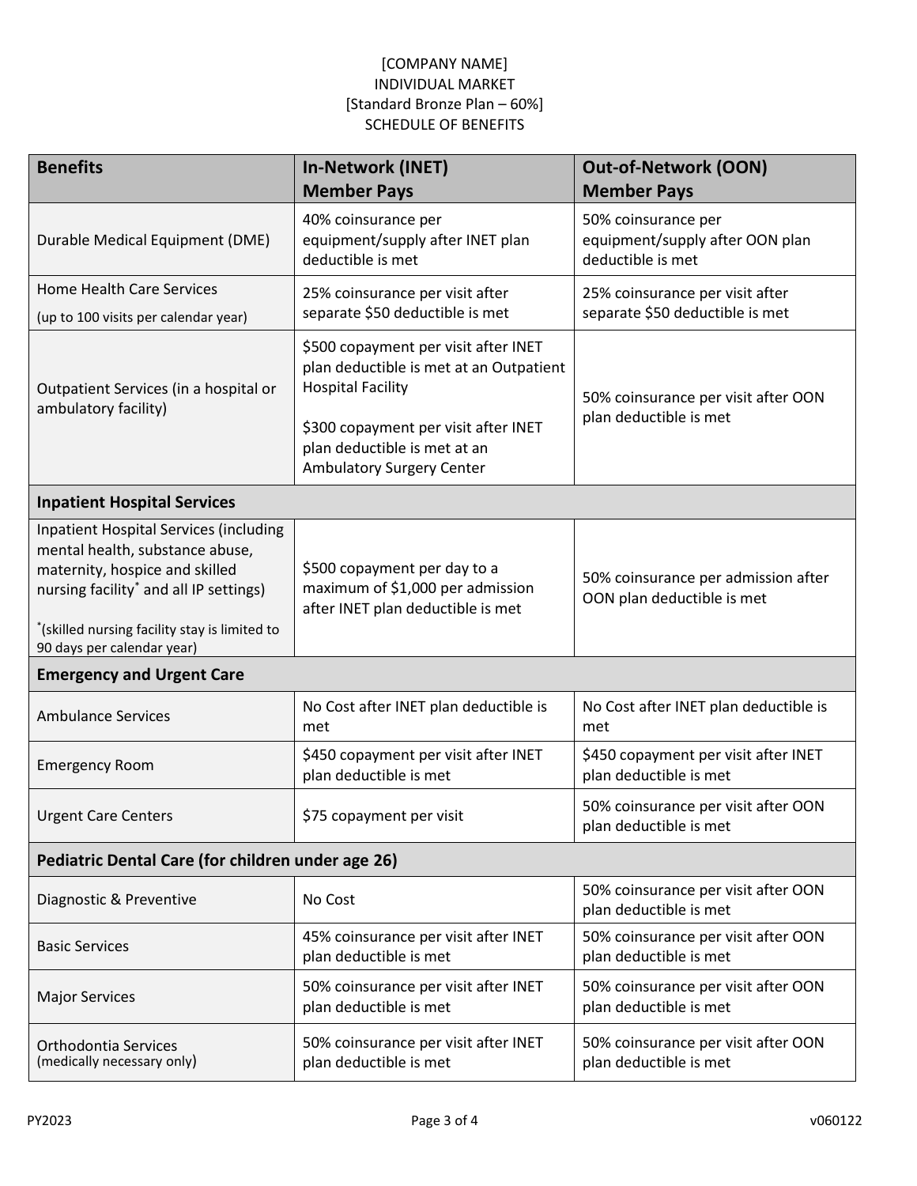[COMPANY NAME]
INDIVIDUAL MARKET
[Standard Bronze Plan – 60%]
SCHEDULE OF BENEFITS

| Benefits | In-Network (INET) Member Pays | Out-of-Network (OON) Member Pays |
|---|---|---|
| Durable Medical Equipment (DME) | 40% coinsurance per equipment/supply after INET plan deductible is met | 50% coinsurance per equipment/supply after OON plan deductible is met |
| Home Health Care Services (up to 100 visits per calendar year) | 25% coinsurance per visit after separate $50 deductible is met | 25% coinsurance per visit after separate $50 deductible is met |
| Outpatient Services (in a hospital or ambulatory facility) | $500 copayment per visit after INET plan deductible is met at an Outpatient Hospital Facility<br><br>$300 copayment per visit after INET plan deductible is met at an Ambulatory Surgery Center | 50% coinsurance per visit after OON plan deductible is met |
| **Inpatient Hospital Services** | | |
| Inpatient Hospital Services (including mental health, substance abuse, maternity, hospice and skilled nursing facility* and all IP settings)<br><br>*(skilled nursing facility stay is limited to 90 days per calendar year) | $500 copayment per day to a maximum of $1,000 per admission after INET plan deductible is met | 50% coinsurance per admission after OON plan deductible is met |
| **Emergency and Urgent Care** | | |
| Ambulance Services | No Cost after INET plan deductible is met | No Cost after INET plan deductible is met |
| Emergency Room | $450 copayment per visit after INET plan deductible is met | $450 copayment per visit after INET plan deductible is met |
| Urgent Care Centers | $75 copayment per visit | 50% coinsurance per visit after OON plan deductible is met |
| **Pediatric Dental Care (for children under age 26)** | | |
| Diagnostic & Preventive | No Cost | 50% coinsurance per visit after OON plan deductible is met |
| Basic Services | 45% coinsurance per visit after INET plan deductible is met | 50% coinsurance per visit after OON plan deductible is met |
| Major Services | 50% coinsurance per visit after INET plan deductible is met | 50% coinsurance per visit after OON plan deductible is met |
| Orthodontia Services (medically necessary only) | 50% coinsurance per visit after INET plan deductible is met | 50% coinsurance per visit after OON plan deductible is met |

PY2023 v060122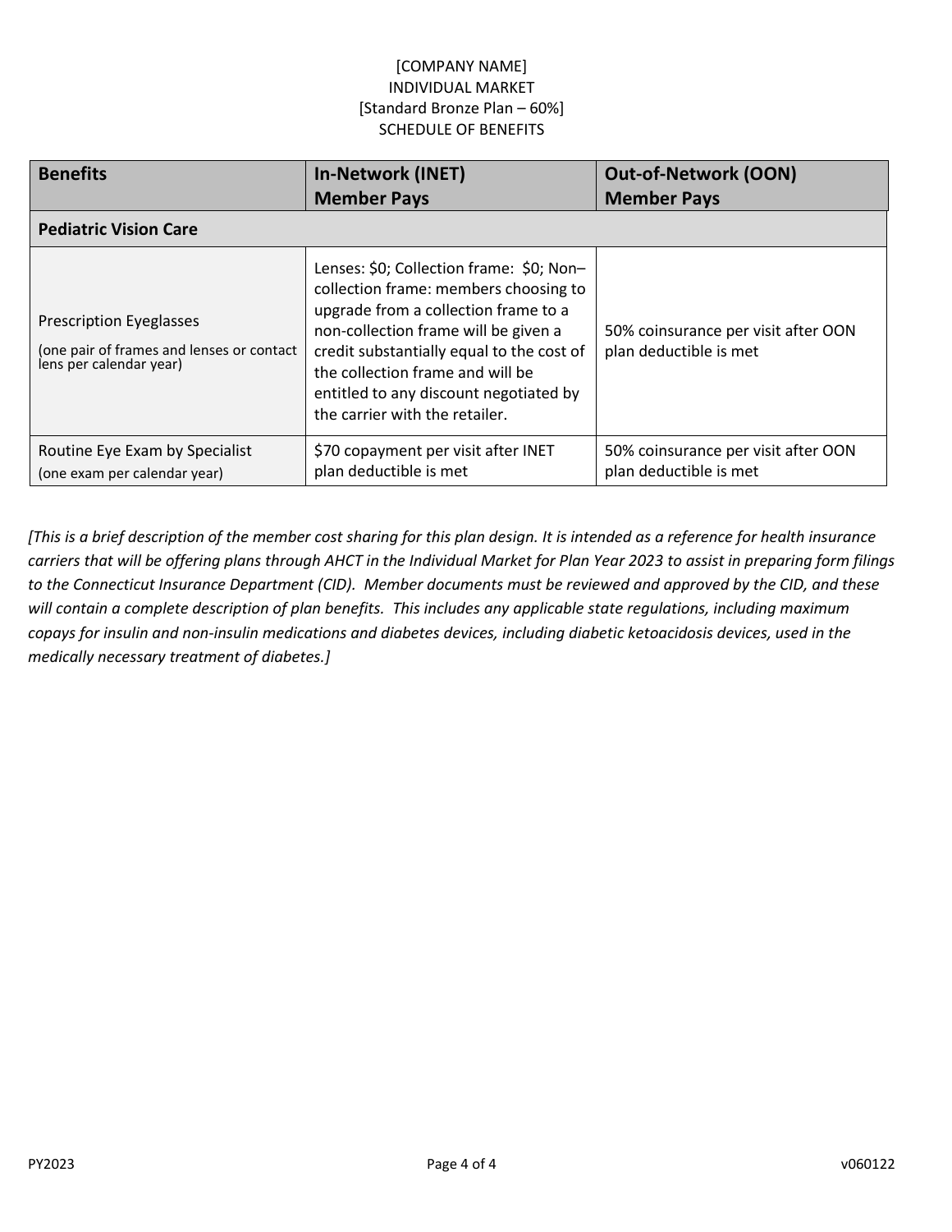[COMPANY NAME]
INDIVIDUAL MARKET
[Standard Bronze Plan – 60%]
SCHEDULE OF BENEFITS

| Benefits | In-Network (INET) Member Pays | Out-of-Network (OON) Member Pays |
|---|---|---|
| **Pediatric Vision Care** | | |
| Prescription Eyeglasses (one pair of frames and lenses or contact lens per calendar year) | Lenses: $0; Collection frame: $0; Non–collection frame: members choosing to upgrade from a collection frame to a non-collection frame will be given a credit substantially equal to the cost of the collection frame and will be entitled to any discount negotiated by the carrier with the retailer. | 50% coinsurance per visit after OON plan deductible is met |
| Routine Eye Exam by Specialist (one exam per calendar year) | $70 copayment per visit after INET plan deductible is met | 50% coinsurance per visit after OON plan deductible is met |

*[This is a brief description of the member cost sharing for this plan design. It is intended as a reference for health insurance carriers that will be offering plans through AHCT in the Individual Market for Plan Year 2023 to assist in preparing form filings to the Connecticut Insurance Department (CID). Member documents must be reviewed and approved by the CID, and these will contain a complete description of plan benefits. This includes any applicable state regulations, including maximum copays for insulin and non-insulin medications and diabetes devices, including diabetic ketoacidosis devices, used in the medically necessary treatment of diabetes.]*